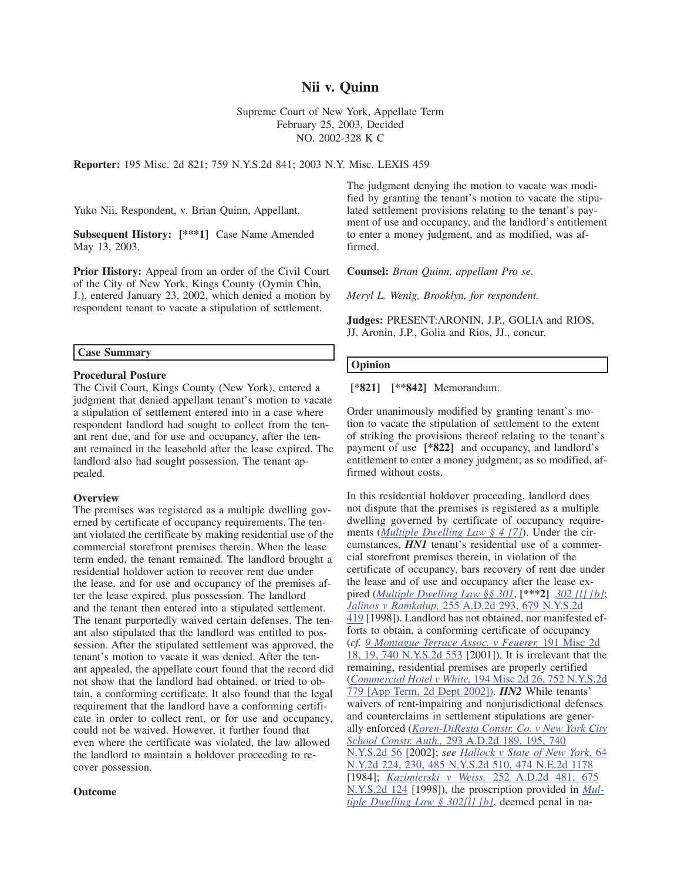# Nii v. Quinn

Supreme Court of New York, Appellate Term

February 25, 2003, Decided

NO. 2002-328 K C

**Reporter:** 195 Misc. 2d 821; 759 N.Y.S.2d 841; 2003 N.Y. Misc. LEXIS 459

Yuko Nii, Respondent, v. Brian Quinn, Appellant.

**Subsequent History:** **[\*\*\*1]** Case Name Amended May 13, 2003.

**Prior History:** Appeal from an order of the Civil Court of the City of New York, Kings County (Oymin Chin, J.), entered January 23, 2002, which denied a motion by respondent tenant to vacate a stipulation of settlement.

## Case Summary

### Procedural Posture

The Civil Court, Kings County (New York), entered a judgment that denied appellant tenant's motion to vacate a stipulation of settlement entered into in a case where respondent landlord had sought to collect from the tenant rent due, and for use and occupancy, after the tenant remained in the leasehold after the lease expired. The landlord also had sought possession. The tenant appealed.

### Overview

The premises was registered as a multiple dwelling governed by certificate of occupancy requirements. The tenant violated the certificate by making residential use of the commercial storefront premises therein. When the lease term ended, the tenant remained. The landlord brought a residential holdover action to recover rent due under the lease, and for use and occupancy of the premises after the lease expired, plus possession. The landlord and the tenant then entered into a stipulated settlement. The tenant purportedly waived certain defenses. The tenant also stipulated that the landlord was entitled to possession. After the stipulated settlement was approved, the tenant's motion to vacate it was denied. After the tenant appealed, the appellate court found that the record did not show that the landlord had obtained, or tried to obtain, a conforming certificate. It also found that the legal requirement that the landlord have a conforming certificate in order to collect rent, or for use and occupancy, could not be waived. However, it further found that even where the certificate was violated, the law allowed the landlord to maintain a holdover proceeding to recover possession.

### Outcome

The judgment denying the motion to vacate was modified by granting the tenant's motion to vacate the stipulated settlement provisions relating to the tenant's payment of use and occupancy, and the landlord's entitlement to enter a money judgment, and as modified, was affirmed.

**Counsel:** *Brian Quinn, appellant Pro se.*

*Meryl L. Wenig, Brooklyn, for respondent.*

**Judges:** PRESENT:ARONIN, J.P., GOLIA and RIOS, JJ. Aronin, J.P., Golia and Rios, JJ., concur.

## Opinion

**[\*821]** **[\*\*842]** Memorandum.

Order unanimously modified by granting tenant's motion to vacate the stipulation of settlement to the extent of striking the provisions thereof relating to the tenant's payment of use **[\*822]** and occupancy, and landlord's entitlement to enter a money judgment; as so modified, affirmed without costs.

In this residential holdover proceeding, landlord does not dispute that the premises is registered as a multiple dwelling governed by certificate of occupancy requirements (*Multiple Dwelling Law § 4 [7]*). Under the circumstances, ***HN1*** tenant's residential use of a commercial storefront premises therein, in violation of the certificate of occupancy, bars recovery of rent due under the lease and of use and occupancy after the lease expired (*Multiple Dwelling Law §§ 301*, **[\*\*\*2]** *302 [1] [b]*; *Jalinos v Ramkalup,* 255 A.D.2d 293, 679 N.Y.S.2d 419 [1998]). Landlord has not obtained, nor manifested efforts to obtain, a conforming certificate of occupancy (*cf. 9 Montague Terrace Assoc. v Feuerer,* 191 Misc 2d 18, 19, 740 N.Y.S.2d 553 [2001]). It is irrelevant that the remaining, residential premises are properly certified (*Commercial Hotel v White,* 194 Misc 2d 26, 752 N.Y.S.2d 779 [App Term, 2d Dept 2002]). ***HN2*** While tenants' waivers of rent-impairing and nonjurisdictional defenses and counterclaims in settlement stipulations are generally enforced (*Koren-DiResta Constr. Co. v New York City School Constr. Auth.,* 293 A.D.2d 189, 195, 740 N.Y.S.2d 56 [2002]; *see Hallock v State of New York,* 64 N.Y.2d 224, 230, 485 N.Y.S.2d 510, 474 N.E.2d 1178 [1984]; *Kazimierski v Weiss,* 252 A.D.2d 481, 675 N.Y.S.2d 124 [1998]), the proscription provided in *Multiple Dwelling Law § 302[1] [b]*, deemed penal in na-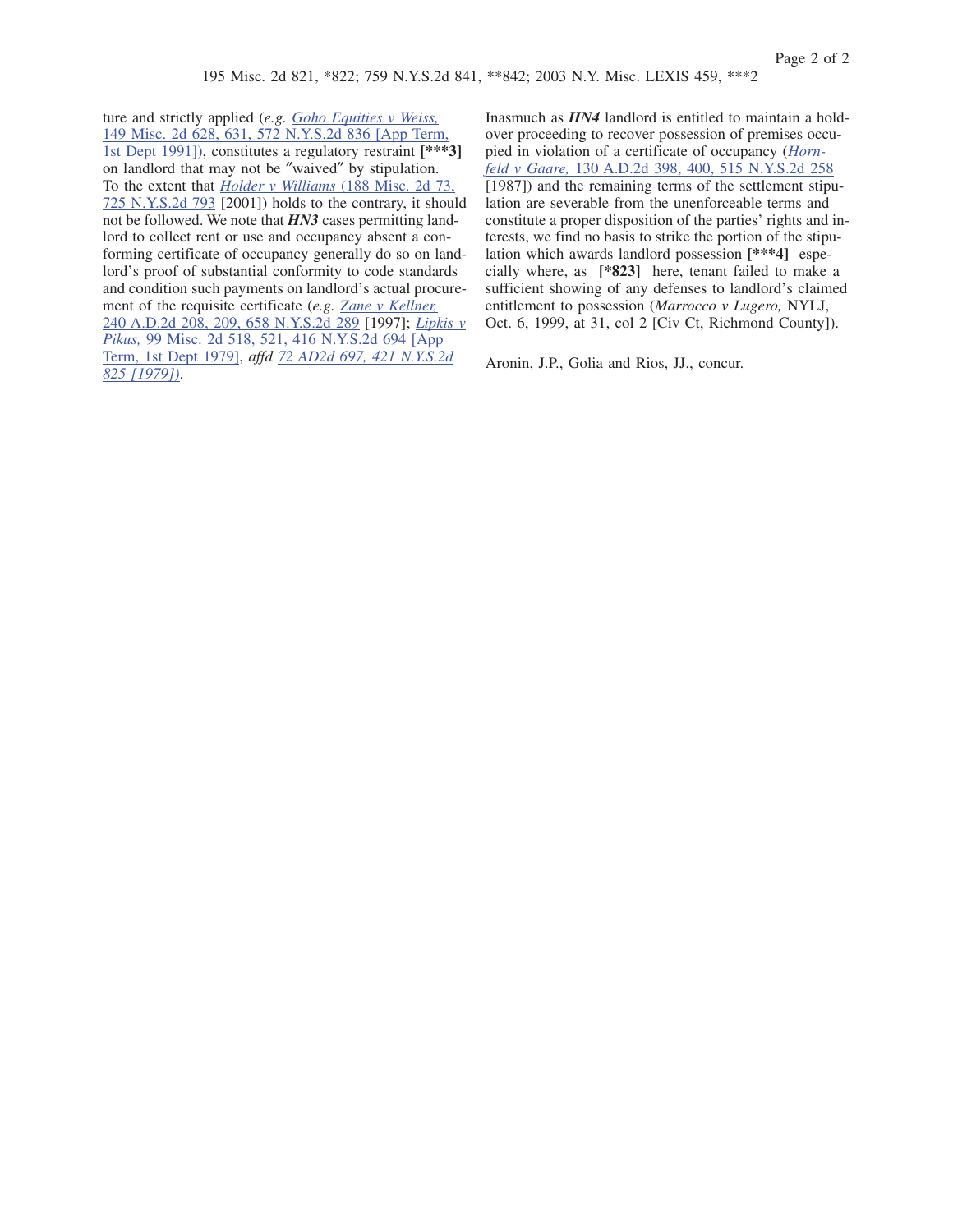ture and strictly applied (*e.g.* *Goho Equities v Weiss,* 149 Misc. 2d 628, 631, 572 N.Y.S.2d 836 [App Term, 1st Dept 1991]), constitutes a regulatory restraint **[***3]** on landlord that may not be "waived" by stipulation. To the extent that *Holder v Williams* (188 Misc. 2d 73, 725 N.Y.S.2d 793 [2001]) holds to the contrary, it should not be followed. We note that ***HN3*** cases permitting landlord to collect rent or use and occupancy absent a conforming certificate of occupancy generally do so on landlord's proof of substantial conformity to code standards and condition such payments on landlord's actual procurement of the requisite certificate (*e.g.* *Zane v Kellner,* 240 A.D.2d 208, 209, 658 N.Y.S.2d 289 [1997]; *Lipkis v Pikus,* 99 Misc. 2d 518, 521, 416 N.Y.S.2d 694 [App Term, 1st Dept 1979], *affd* 72 AD2d 697, 421 N.Y.S.2d 825 [1979]).

Inasmuch as ***HN4*** landlord is entitled to maintain a holdover proceeding to recover possession of premises occupied in violation of a certificate of occupancy (*Hornfeld v Gaare,* 130 A.D.2d 398, 400, 515 N.Y.S.2d 258 [1987]) and the remaining terms of the settlement stipulation are severable from the unenforceable terms and constitute a proper disposition of the parties' rights and interests, we find no basis to strike the portion of the stipulation which awards landlord possession **[***4]** especially where, as **[*823]** here, tenant failed to make a sufficient showing of any defenses to landlord's claimed entitlement to possession (*Marrocco v Lugero,* NYLJ, Oct. 6, 1999, at 31, col 2 [Civ Ct, Richmond County]).

Aronin, J.P., Golia and Rios, JJ., concur.